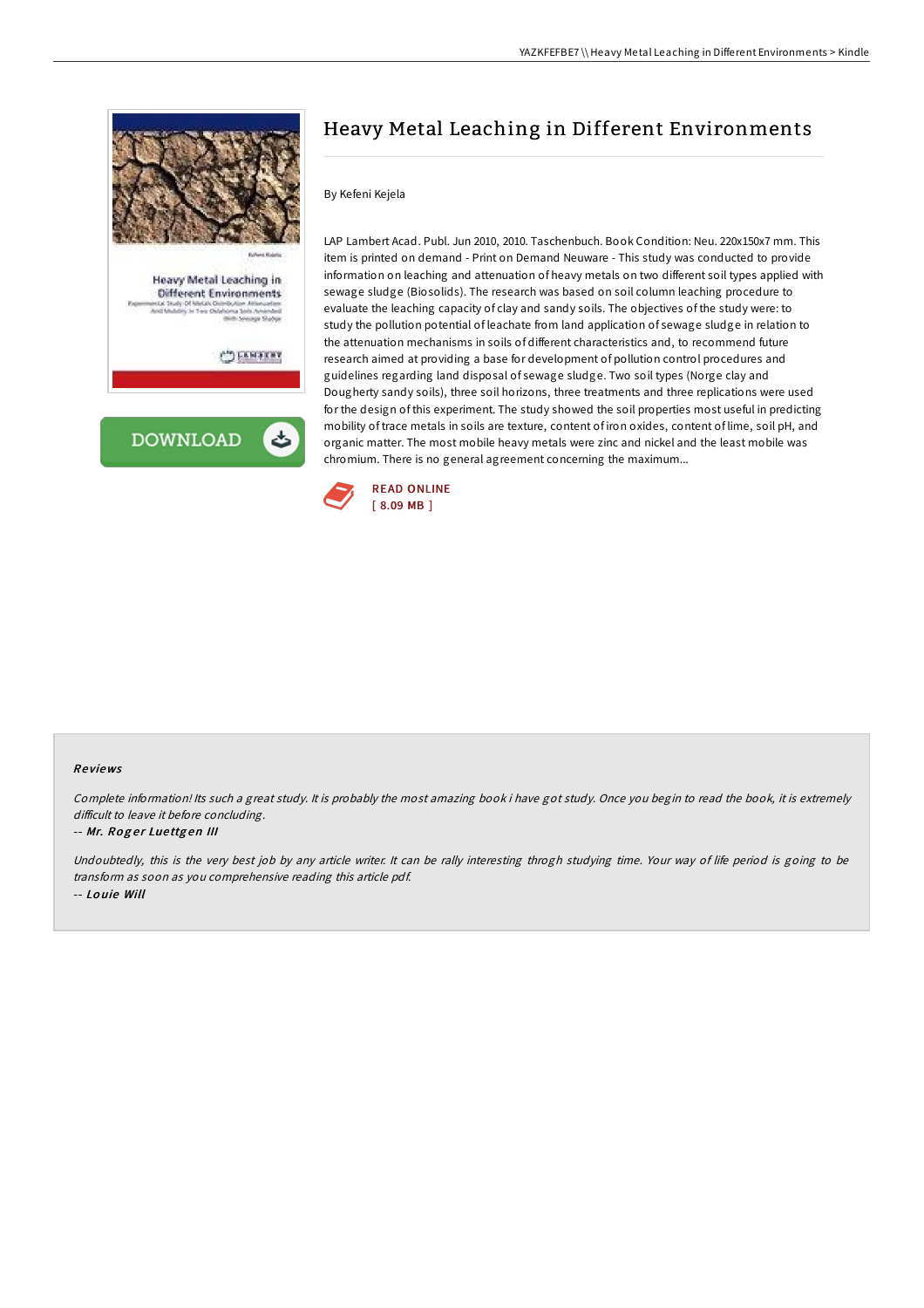# Heavy Metal Leaching in Different Environments

By Kefeni Kejela

LAP Lambert Acad. Publ. Jun 2010, 2010. Taschenbuch. Book Condition: Neu. 220x150x7 mm. This item is printed on demand - Print on Demand Neuware - This study was conducted to provide information on leaching and attenuation of heavy metals on two different soil types applied with sewage sludge (Biosolids). The research was based on soil column leaching procedure to evaluate the leaching capacity of clay and sandy soils. The objectives of the study were: to study the pollution potential of leachate from land application of sewage sludge in relation to the attenuation mechanisms in soils of different characteristics and, to recommend future research aimed at providing a base for development of pollution control procedures and guidelines regarding land disposal of sewage sludge. Two soil types (Norge clay and Dougherty sandy soils), three soil horizons, three treatments and three replications were used for the design of this experiment. The study showed the soil properties most useful in predicting mobility of trace metals in soils are texture, content of iron oxides, content of lime, soil pH, and organic matter. The most mobile heavy metals were zinc and nickel and the least mobile was chromium. There is no general agreement concerning the maximum...

READ ONLINE
[ 8.09 MB ]

## Reviews

*Complete information! Its such a great study. It is probably the most amazing book i have got study. Once you begin to read the book, it is extremely difficult to leave it before concluding.*

-- Mr. Roger Luettgen III

*Undoubtedly, this is the very best job by any article writer. It can be rally interesting throgh studying time. Your way of life period is going to be transform as soon as you comprehensive reading this article pdf.*

-- Louie Will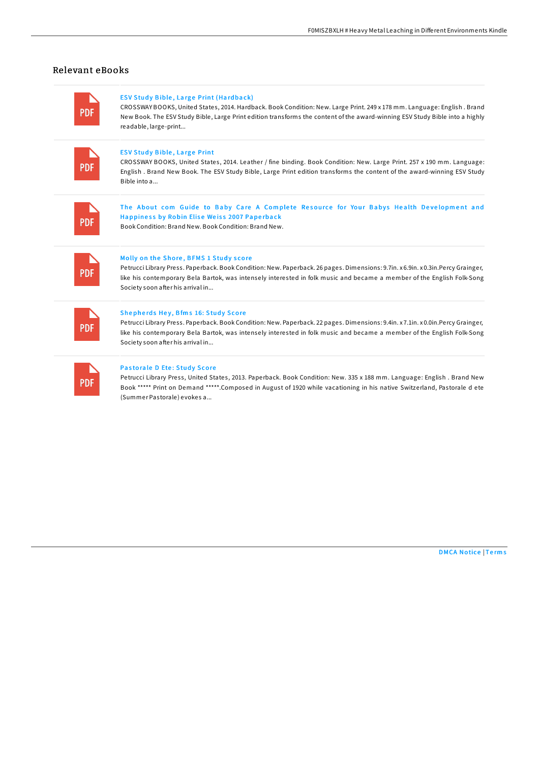## Relevant eBooks

PDF

### ESV Study Bible, Large Print (Hardback)

CROSSWAY BOOKS, United States, 2014. Hardback. Book Condition: New. Large Print. 249 x 178 mm. Language: English . Brand New Book. The ESV Study Bible, Large Print edition transforms the content of the award-winning ESV Study Bible into a highly readable, large-print...

PDF

### ESV Study Bible, Large Print

CROSSWAY BOOKS, United States, 2014. Leather / fine binding. Book Condition: New. Large Print. 257 x 190 mm. Language: English . Brand New Book. The ESV Study Bible, Large Print edition transforms the content of the award-winning ESV Study Bible into a...

PDF

### The About com Guide to Baby Care A Complete Resource for Your Babys Health Development and Happiness by Robin Elise Weiss 2007 Paperback

Book Condition: Brand New. Book Condition: Brand New.

PDF

### Molly on the Shore, BFMS 1 Study score

Petrucci Library Press. Paperback. Book Condition: New. Paperback. 26 pages. Dimensions: 9.7in. x 6.9in. x 0.3in.Percy Grainger, like his contemporary Bela Bartok, was intensely interested in folk music and became a member of the English Folk-Song Society soon after his arrival in...

PDF

### Shepherds Hey, Bfms 16: Study Score

Petrucci Library Press. Paperback. Book Condition: New. Paperback. 22 pages. Dimensions: 9.4in. x 7.1in. x 0.0in.Percy Grainger, like his contemporary Bela Bartok, was intensely interested in folk music and became a member of the English Folk-Song Society soon after his arrival in...

PDF

### Pastorale D Ete: Study Score

Petrucci Library Press, United States, 2013. Paperback. Book Condition: New. 335 x 188 mm. Language: English . Brand New Book ***** Print on Demand *****.Composed in August of 1920 while vacationing in his native Switzerland, Pastorale d ete (Summer Pastorale) evokes a...

DMCA Notice | Terms